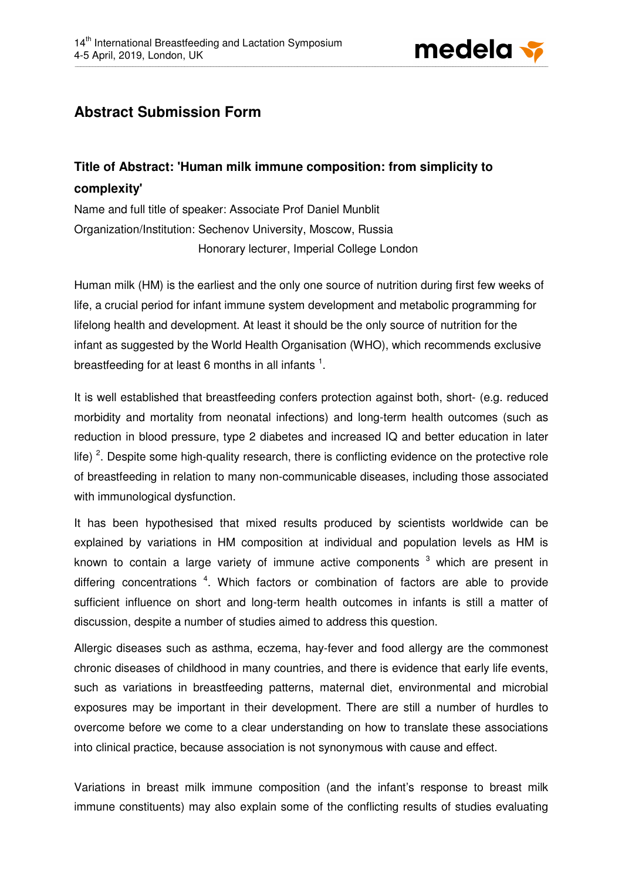## Abstract Submission Form

### Title of Abstract: 'Human milk immune composition: from simplicity to complexity'

Name and full title of speaker: Associate Prof Daniel Munblit

Organization/Institution: Sechenov University, Moscow, Russia
Honorary lecturer, Imperial College London

Human milk (HM) is the earliest and the only one source of nutrition during first few weeks of life, a crucial period for infant immune system development and metabolic programming for lifelong health and development. At least it should be the only source of nutrition for the infant as suggested by the World Health Organisation (WHO), which recommends exclusive breastfeeding for at least 6 months in all infants [1].

It is well established that breastfeeding confers protection against both, short- (e.g. reduced morbidity and mortality from neonatal infections) and long-term health outcomes (such as reduction in blood pressure, type 2 diabetes and increased IQ and better education in later life) [2]. Despite some high-quality research, there is conflicting evidence on the protective role of breastfeeding in relation to many non-communicable diseases, including those associated with immunological dysfunction.

It has been hypothesised that mixed results produced by scientists worldwide can be explained by variations in HM composition at individual and population levels as HM is known to contain a large variety of immune active components [3] which are present in differing concentrations [4]. Which factors or combination of factors are able to provide sufficient influence on short and long-term health outcomes in infants is still a matter of discussion, despite a number of studies aimed to address this question.

Allergic diseases such as asthma, eczema, hay-fever and food allergy are the commonest chronic diseases of childhood in many countries, and there is evidence that early life events, such as variations in breastfeeding patterns, maternal diet, environmental and microbial exposures may be important in their development. There are still a number of hurdles to overcome before we come to a clear understanding on how to translate these associations into clinical practice, because association is not synonymous with cause and effect.

Variations in breast milk immune composition (and the infant's response to breast milk immune constituents) may also explain some of the conflicting results of studies evaluating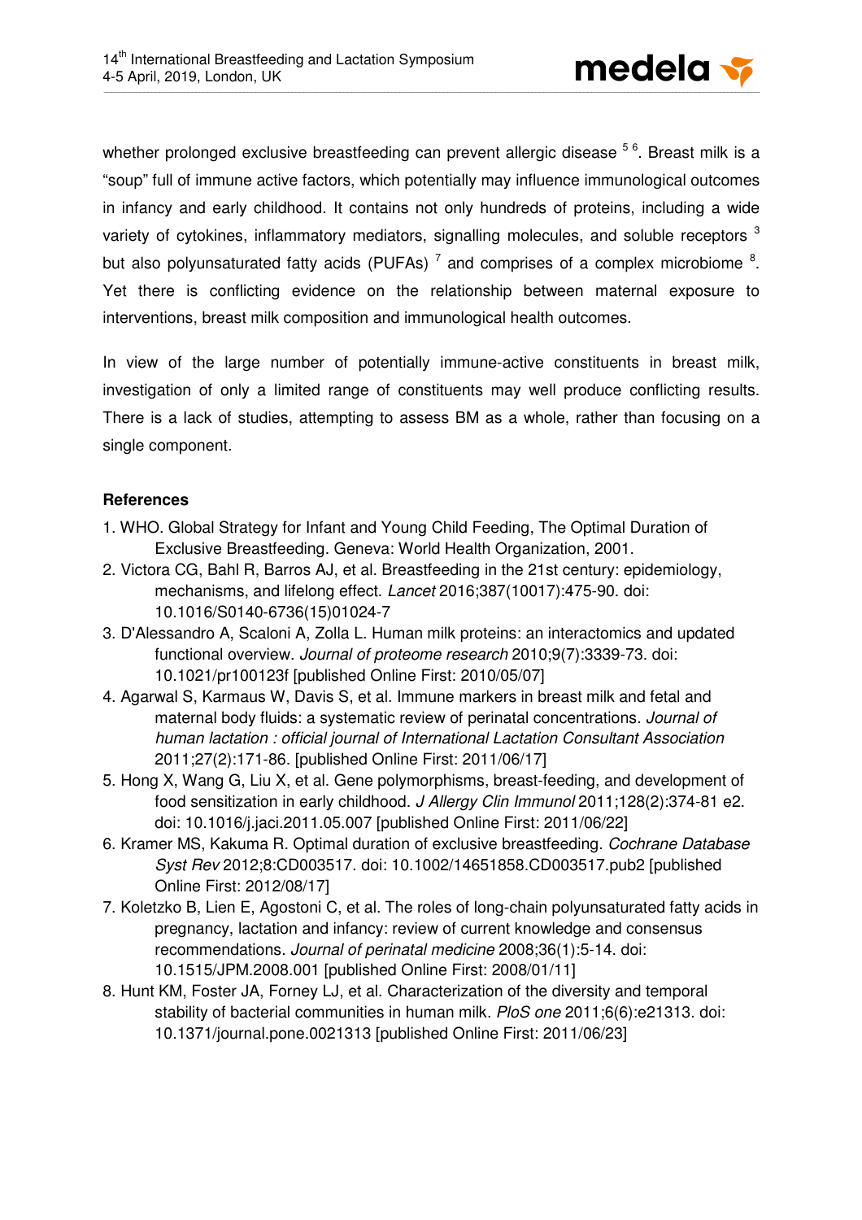whether prolonged exclusive breastfeeding can prevent allergic disease [5 6]. Breast milk is a "soup" full of immune active factors, which potentially may influence immunological outcomes in infancy and early childhood. It contains not only hundreds of proteins, including a wide variety of cytokines, inflammatory mediators, signalling molecules, and soluble receptors [3] but also polyunsaturated fatty acids (PUFAs) [7] and comprises of a complex microbiome [8]. Yet there is conflicting evidence on the relationship between maternal exposure to interventions, breast milk composition and immunological health outcomes.

In view of the large number of potentially immune-active constituents in breast milk, investigation of only a limited range of constituents may well produce conflicting results. There is a lack of studies, attempting to assess BM as a whole, rather than focusing on a single component.

**References**

1. WHO. Global Strategy for Infant and Young Child Feeding, The Optimal Duration of Exclusive Breastfeeding. Geneva: World Health Organization, 2001.
2. Victora CG, Bahl R, Barros AJ, et al. Breastfeeding in the 21st century: epidemiology, mechanisms, and lifelong effect. *Lancet* 2016;387(10017):475-90. doi: 10.1016/S0140-6736(15)01024-7
3. D'Alessandro A, Scaloni A, Zolla L. Human milk proteins: an interactomics and updated functional overview. *Journal of proteome research* 2010;9(7):3339-73. doi: 10.1021/pr100123f [published Online First: 2010/05/07]
4. Agarwal S, Karmaus W, Davis S, et al. Immune markers in breast milk and fetal and maternal body fluids: a systematic review of perinatal concentrations. *Journal of human lactation : official journal of International Lactation Consultant Association* 2011;27(2):171-86. [published Online First: 2011/06/17]
5. Hong X, Wang G, Liu X, et al. Gene polymorphisms, breast-feeding, and development of food sensitization in early childhood. *J Allergy Clin Immunol* 2011;128(2):374-81 e2. doi: 10.1016/j.jaci.2011.05.007 [published Online First: 2011/06/22]
6. Kramer MS, Kakuma R. Optimal duration of exclusive breastfeeding. *Cochrane Database Syst Rev* 2012;8:CD003517. doi: 10.1002/14651858.CD003517.pub2 [published Online First: 2012/08/17]
7. Koletzko B, Lien E, Agostoni C, et al. The roles of long-chain polyunsaturated fatty acids in pregnancy, lactation and infancy: review of current knowledge and consensus recommendations. *Journal of perinatal medicine* 2008;36(1):5-14. doi: 10.1515/JPM.2008.001 [published Online First: 2008/01/11]
8. Hunt KM, Foster JA, Forney LJ, et al. Characterization of the diversity and temporal stability of bacterial communities in human milk. *PloS one* 2011;6(6):e21313. doi: 10.1371/journal.pone.0021313 [published Online First: 2011/06/23]